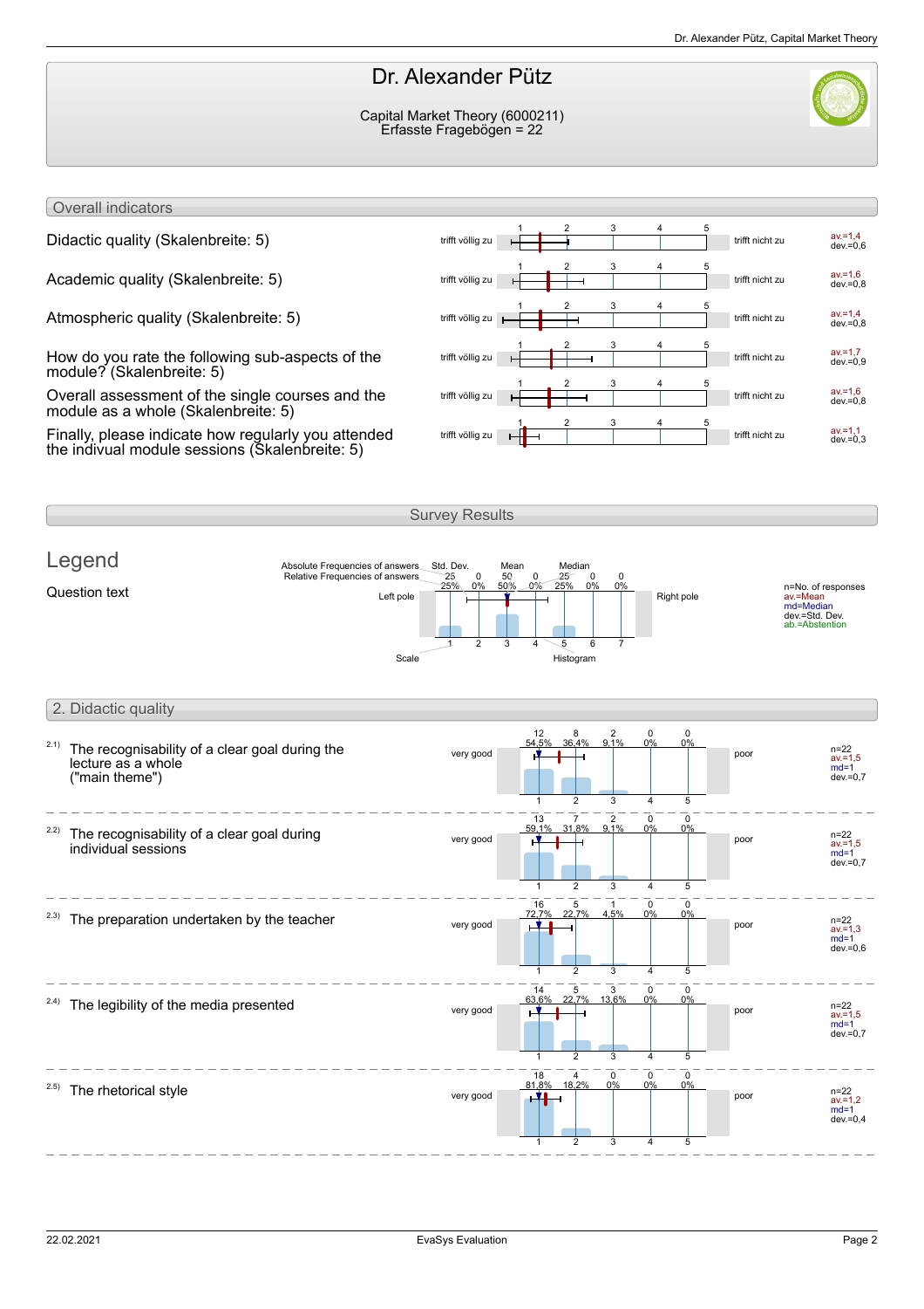# Dr. Alexander Pütz

Capital Market Theory (6000211)
Erfasste Fragebögen = 22

## Overall indicators

| Indicator | Left pole | Right pole | av. | dev. |
|---|---|---|---|---|
| Didactic quality (Skalenbreite: 5) | trifft völlig zu | trifft nicht zu | 1,4 | 0,6 |
| Academic quality (Skalenbreite: 5) | trifft völlig zu | trifft nicht zu | 1,6 | 0,8 |
| Atmospheric quality (Skalenbreite: 5) | trifft völlig zu | trifft nicht zu | 1,4 | 0,8 |
| How do you rate the following sub-aspects of the module? (Skalenbreite: 5) | trifft völlig zu | trifft nicht zu | 1,7 | 0,9 |
| Overall assessment of the single courses and the module as a whole (Skalenbreite: 5) | trifft völlig zu | trifft nicht zu | 1,6 | 0,8 |
| Finally, please indicate how regularly you attended the indivual module sessions (Skalenbreite: 5) | trifft völlig zu | trifft nicht zu | 1,1 | 0,3 |

## Survey Results

### Legend

Question text

Absolute Frequencies of answers; Relative Frequencies of answers; Std. Dev.; Mean; Median; Left pole; Right pole; Scale; Histogram

n=No. of responses
av.=Mean
md=Median
dev.=Std. Dev.
ab.=Abstention

## 2. Didactic quality

| No. | Question | Left pole | 1 | 2 | 3 | 4 | 5 | Right pole | n | av. | md | dev. |
|---|---|---|---|---|---|---|---|---|---|---|---|---|
| 2.1) | The recognisability of a clear goal during the lecture as a whole ("main theme") | very good | 12 (54,5%) | 8 (36,4%) | 2 (9,1%) | 0 (0%) | 0 (0%) | poor | 22 | 1,5 | 1 | 0,7 |
| 2.2) | The recognisability of a clear goal during individual sessions | very good | 13 (59,1%) | 7 (31,8%) | 2 (9,1%) | 0 (0%) | 0 (0%) | poor | 22 | 1,5 | 1 | 0,7 |
| 2.3) | The preparation undertaken by the teacher | very good | 16 (72,7%) | 5 (22,7%) | 1 (4,5%) | 0 (0%) | 0 (0%) | poor | 22 | 1,3 | 1 | 0,6 |
| 2.4) | The legibility of the media presented | very good | 14 (63,6%) | 5 (22,7%) | 3 (13,6%) | 0 (0%) | 0 (0%) | poor | 22 | 1,5 | 1 | 0,7 |
| 2.5) | The rhetorical style | very good | 18 (81,8%) | 4 (18,2%) | 0 (0%) | 0 (0%) | 0 (0%) | poor | 22 | 1,2 | 1 | 0,4 |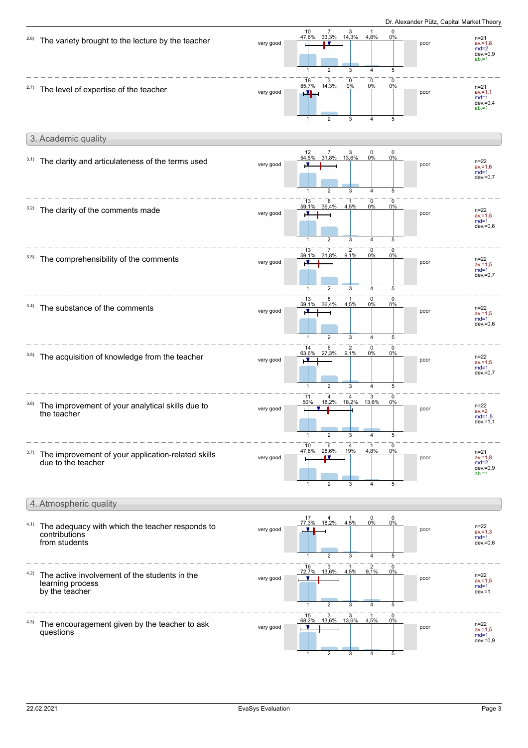2.6) The variety brought to the lecture by the teacher

| very good | 1 | 2 | 3 | 4 | 5 | poor | |
|---|---|---|---|---|---|---|---|
| | 10 (47,6%) | 7 (33,3%) | 3 (14,3%) | 1 (4,8%) | 0 (0%) | | n=21, av.=1,8, md=2, dev.=0,9, ab.=1 |

2.7) The level of expertise of the teacher

| very good | 1 | 2 | 3 | 4 | 5 | poor | |
|---|---|---|---|---|---|---|---|
| | 18 (85,7%) | 3 (14,3%) | 0 (0%) | 0 (0%) | 0 (0%) | | n=21, av.=1,1, md=1, dev.=0,4, ab.=1 |

## 3. Academic quality

3.1) The clarity and articulateness of the terms used

| very good | 1 | 2 | 3 | 4 | 5 | poor | |
|---|---|---|---|---|---|---|---|
| | 12 (54,5%) | 7 (31,8%) | 3 (13,6%) | 0 (0%) | 0 (0%) | | n=22, av.=1,6, md=1, dev.=0,7 |

3.2) The clarity of the comments made

| very good | 1 | 2 | 3 | 4 | 5 | poor | |
|---|---|---|---|---|---|---|---|
| | 13 (59,1%) | 8 (36,4%) | 1 (4,5%) | 0 (0%) | 0 (0%) | | n=22, av.=1,5, md=1, dev.=0,6 |

3.3) The comprehensibility of the comments

| very good | 1 | 2 | 3 | 4 | 5 | poor | |
|---|---|---|---|---|---|---|---|
| | 13 (59,1%) | 7 (31,8%) | 2 (9,1%) | 0 (0%) | 0 (0%) | | n=22, av.=1,5, md=1, dev.=0,7 |

3.4) The substance of the comments

| very good | 1 | 2 | 3 | 4 | 5 | poor | |
|---|---|---|---|---|---|---|---|
| | 13 (59,1%) | 8 (36,4%) | 1 (4,5%) | 0 (0%) | 0 (0%) | | n=22, av.=1,5, md=1, dev.=0,6 |

3.5) The acquisition of knowledge from the teacher

| very good | 1 | 2 | 3 | 4 | 5 | poor | |
|---|---|---|---|---|---|---|---|
| | 14 (63,6%) | 6 (27,3%) | 2 (9,1%) | 0 (0%) | 0 (0%) | | n=22, av.=1,5, md=1, dev.=0,7 |

3.6) The improvement of your analytical skills due to the teacher

| very good | 1 | 2 | 3 | 4 | 5 | poor | |
|---|---|---|---|---|---|---|---|
| | 11 (50%) | 4 (18,2%) | 4 (18,2%) | 3 (13,6%) | 0 (0%) | | n=22, av.=2, md=1,5, dev.=1,1 |

3.7) The improvement of your application-related skills due to the teacher

| very good | 1 | 2 | 3 | 4 | 5 | poor | |
|---|---|---|---|---|---|---|---|
| | 10 (47,6%) | 6 (28,6%) | 4 (19%) | 1 (4,8%) | 0 (0%) | | n=21, av.=1,8, md=2, dev.=0,9, ab.=1 |

## 4. Atmospheric quality

4.1) The adequacy with which the teacher responds to contributions from students

| very good | 1 | 2 | 3 | 4 | 5 | poor | |
|---|---|---|---|---|---|---|---|
| | 17 (77,3%) | 4 (18,2%) | 1 (4,5%) | 0 (0%) | 0 (0%) | | n=22, av.=1,3, md=1, dev.=0,6 |

4.2) The active involvement of the students in the learning process by the teacher

| very good | 1 | 2 | 3 | 4 | 5 | poor | |
|---|---|---|---|---|---|---|---|
| | 16 (72,7%) | 3 (13,6%) | 1 (4,5%) | 2 (9,1%) | 0 (0%) | | n=22, av.=1,5, md=1, dev.=1 |

4.3) The encouragement given by the teacher to ask questions

| very good | 1 | 2 | 3 | 4 | 5 | poor | |
|---|---|---|---|---|---|---|---|
| | 15 (68,2%) | 3 (13,6%) | 3 (13,6%) | 1 (4,5%) | 0 (0%) | | n=22, av.=1,5, md=1, dev.=0,9 |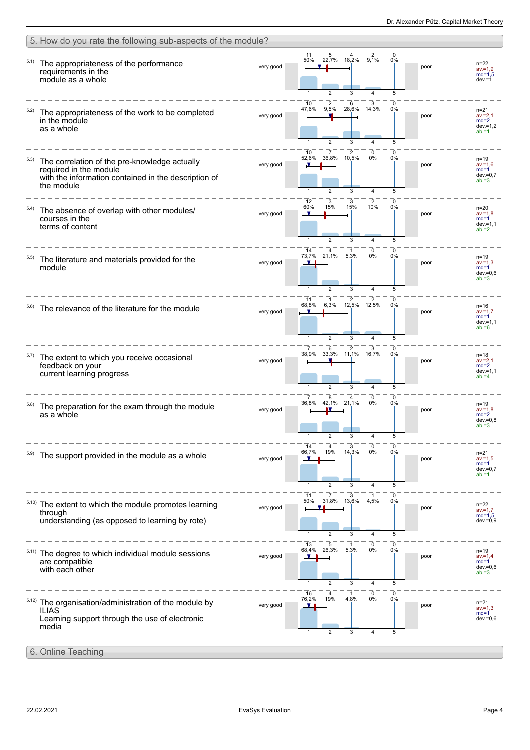## 5. How do you rate the following sub-aspects of the module?

| Item | Question | 1 (very good) | 2 | 3 | 4 | 5 (poor) | Statistics |
|---|---|---|---|---|---|---|---|
| 5.1) | The appropriateness of the performance requirements in the module as a whole | 11 (50%) | 5 (22,7%) | 4 (18,2%) | 2 (9,1%) | 0 (0%) | n=22, av.=1,9, md=1,5, dev.=1 |
| 5.2) | The appropriateness of the work to be completed in the module as a whole | 10 (47,6%) | 2 (9,5%) | 6 (28,6%) | 3 (14,3%) | 0 (0%) | n=21, av.=2,1, md=2, dev.=1,2, ab.=1 |
| 5.3) | The correlation of the pre-knowledge actually required in the module with the information contained in the description of the module | 10 (52,6%) | 7 (36,8%) | 2 (10,5%) | 0 (0%) | 0 (0%) | n=19, av.=1,6, md=1, dev.=0,7, ab.=3 |
| 5.4) | The absence of overlap with other modules/ courses in the terms of content | 12 (60%) | 3 (15%) | 3 (15%) | 2 (10%) | 0 (0%) | n=20, av.=1,8, md=1, dev.=1,1, ab.=2 |
| 5.5) | The literature and materials provided for the module | 14 (73,7%) | 4 (21,1%) | 1 (5,3%) | 0 (0%) | 0 (0%) | n=19, av.=1,3, md=1, dev.=0,6, ab.=3 |
| 5.6) | The relevance of the literature for the module | 11 (68,8%) | 1 (6,3%) | 2 (12,5%) | 2 (12,5%) | 0 (0%) | n=16, av.=1,7, md=1, dev.=1,1, ab.=6 |
| 5.7) | The extent to which you receive occasional feedback on your current learning progress | 7 (38,9%) | 6 (33,3%) | 2 (11,1%) | 3 (16,7%) | 0 (0%) | n=18, av.=2,1, md=2, dev.=1,1, ab.=4 |
| 5.8) | The preparation for the exam through the module as a whole | 7 (36,8%) | 8 (42,1%) | 4 (21,1%) | 0 (0%) | 0 (0%) | n=19, av.=1,8, md=2, dev.=0,8, ab.=3 |
| 5.9) | The support provided in the module as a whole | 14 (66,7%) | 4 (19%) | 3 (14,3%) | 0 (0%) | 0 (0%) | n=21, av.=1,5, md=1, dev.=0,7, ab.=1 |
| 5.10) | The extent to which the module promotes learning through understanding (as opposed to learning by rote) | 11 (50%) | 7 (31,8%) | 3 (13,6%) | 1 (4,5%) | 0 (0%) | n=22, av.=1,7, md=1,5, dev.=0,9 |
| 5.11) | The degree to which individual module sessions are compatible with each other | 13 (68,4%) | 5 (26,3%) | 1 (5,3%) | 0 (0%) | 0 (0%) | n=19, av.=1,4, md=1, dev.=0,6, ab.=3 |
| 5.12) | The organisation/administration of the module by ILIAS Learning support through the use of electronic media | 16 (76,2%) | 4 (19%) | 1 (4,8%) | 0 (0%) | 0 (0%) | n=21, av.=1,3, md=1, dev.=0,6 |

## 6. Online Teaching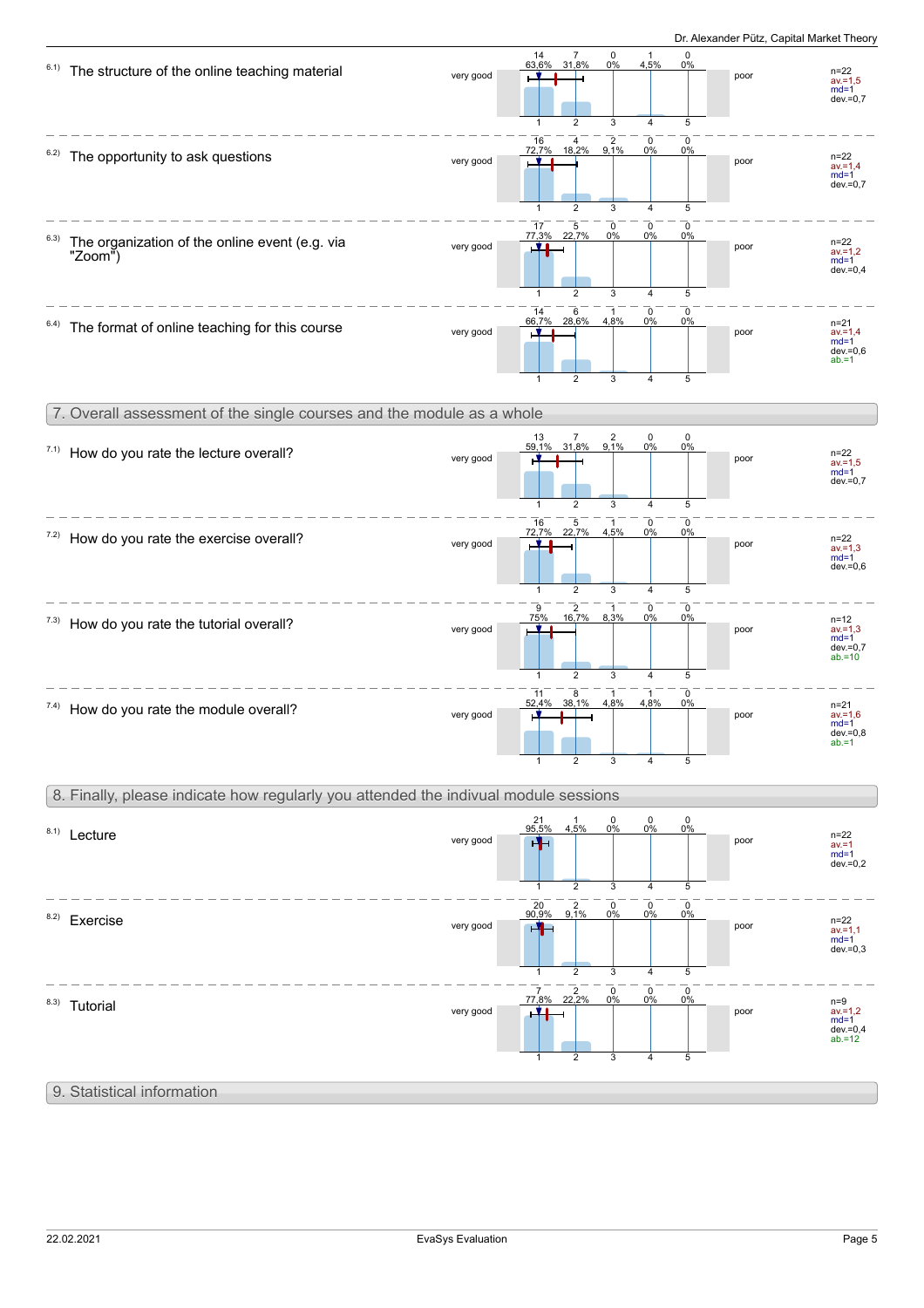### 6.1) The structure of the online teaching material

very good — poor

| 1 | 2 | 3 | 4 | 5 |
|---|---|---|---|---|
| 14 | 7 | 0 | 1 | 0 |
| 63,6% | 31,8% | 0% | 4,5% | 0% |

n=22, av.=1,5, md=1, dev.=0,7

### 6.2) The opportunity to ask questions

very good — poor

| 1 | 2 | 3 | 4 | 5 |
|---|---|---|---|---|
| 16 | 4 | 2 | 0 | 0 |
| 72,7% | 18,2% | 9,1% | 0% | 0% |

n=22, av.=1,4, md=1, dev.=0,7

### 6.3) The organization of the online event (e.g. via "Zoom")

very good — poor

| 1 | 2 | 3 | 4 | 5 |
|---|---|---|---|---|
| 17 | 5 | 0 | 0 | 0 |
| 77,3% | 22,7% | 0% | 0% | 0% |

n=22, av.=1,2, md=1, dev.=0,4

### 6.4) The format of online teaching for this course

very good — poor

| 1 | 2 | 3 | 4 | 5 |
|---|---|---|---|---|
| 14 | 6 | 1 | 0 | 0 |
| 66,7% | 28,6% | 4,8% | 0% | 0% |

n=21, av.=1,4, md=1, dev.=0,6, ab.=1

## 7. Overall assessment of the single courses and the module as a whole

### 7.1) How do you rate the lecture overall?

very good — poor

| 1 | 2 | 3 | 4 | 5 |
|---|---|---|---|---|
| 13 | 7 | 2 | 0 | 0 |
| 59,1% | 31,8% | 9,1% | 0% | 0% |

n=22, av.=1,5, md=1, dev.=0,7

### 7.2) How do you rate the exercise overall?

very good — poor

| 1 | 2 | 3 | 4 | 5 |
|---|---|---|---|---|
| 16 | 5 | 1 | 0 | 0 |
| 72,7% | 22,7% | 4,5% | 0% | 0% |

n=22, av.=1,3, md=1, dev.=0,6

### 7.3) How do you rate the tutorial overall?

very good — poor

| 1 | 2 | 3 | 4 | 5 |
|---|---|---|---|---|
| 9 | 2 | 1 | 0 | 0 |
| 75% | 16,7% | 8,3% | 0% | 0% |

n=12, av.=1,3, md=1, dev.=0,7, ab.=10

### 7.4) How do you rate the module overall?

very good — poor

| 1 | 2 | 3 | 4 | 5 |
|---|---|---|---|---|
| 11 | 8 | 1 | 1 | 0 |
| 52,4% | 38,1% | 4,8% | 4,8% | 0% |

n=21, av.=1,6, md=1, dev.=0,8, ab.=1

## 8. Finally, please indicate how regularly you attended the indivual module sessions

### 8.1) Lecture

very good — poor

| 1 | 2 | 3 | 4 | 5 |
|---|---|---|---|---|
| 21 | 1 | 0 | 0 | 0 |
| 95,5% | 4,5% | 0% | 0% | 0% |

n=22, av.=1, md=1, dev.=0,2

### 8.2) Exercise

very good — poor

| 1 | 2 | 3 | 4 | 5 |
|---|---|---|---|---|
| 20 | 2 | 0 | 0 | 0 |
| 90,9% | 9,1% | 0% | 0% | 0% |

n=22, av.=1,1, md=1, dev.=0,3

### 8.3) Tutorial

very good — poor

| 1 | 2 | 3 | 4 | 5 |
|---|---|---|---|---|
| 7 | 2 | 0 | 0 | 0 |
| 77,8% | 22,2% | 0% | 0% | 0% |

n=9, av.=1,2, md=1, dev.=0,4, ab.=12

## 9. Statistical information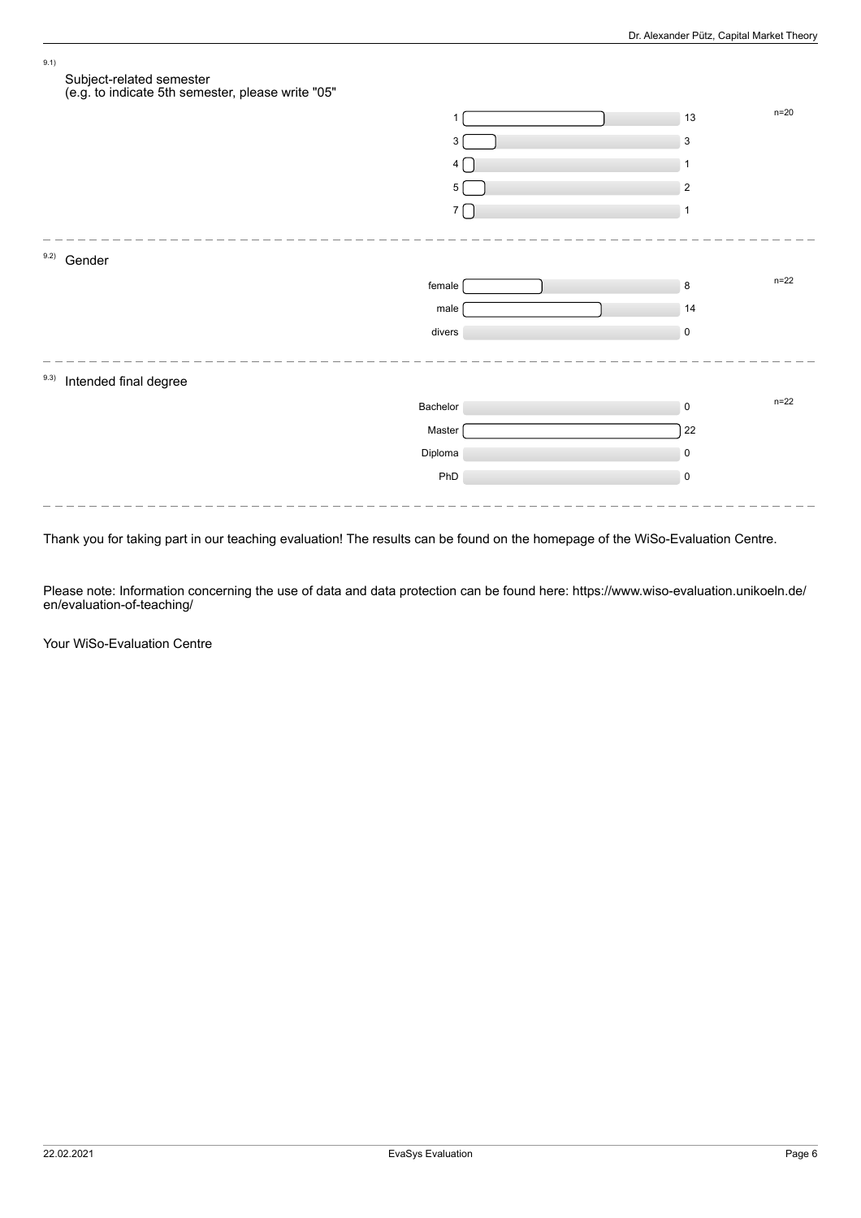9.1) Subject-related semester
(e.g. to indicate 5th semester, please write "05"

n=20

1 13

3 3

4 1

5 2

7 1

9.2) Gender

n=22

female 8

male 14

divers 0

9.3) Intended final degree

n=22

Bachelor 0

Master 22

Diploma 0

PhD 0

Thank you for taking part in our teaching evaluation! The results can be found on the homepage of the WiSo-Evaluation Centre.

Please note: Information concerning the use of data and data protection can be found here: https://www.wiso-evaluation.unikoeln.de/en/evaluation-of-teaching/

Your WiSo-Evaluation Centre